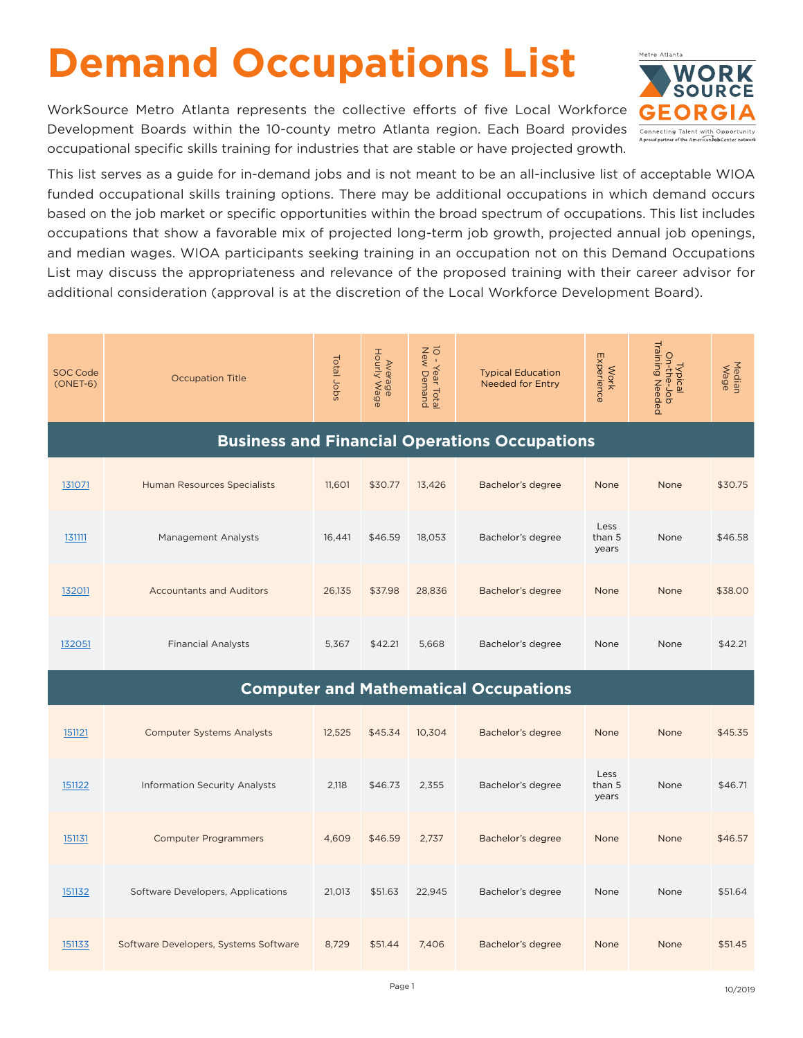# Demand Occupations List

WorkSource Metro Atlanta represents the collective efforts of five Local Workforce Development Boards within the 10-county metro Atlanta region. Each Board provides occupational specific skills training for industries that are stable or have projected growth.

This list serves as a guide for in-demand jobs and is not meant to be an all-inclusive list of acceptable WIOA funded occupational skills training options. There may be additional occupations in which demand occurs based on the job market or specific opportunities within the broad spectrum of occupations. This list includes occupations that show a favorable mix of projected long-term job growth, projected annual job openings, and median wages. WIOA participants seeking training in an occupation not on this Demand Occupations List may discuss the appropriateness and relevance of the proposed training with their career advisor for additional consideration (approval is at the discretion of the Local Workforce Development Board).

| SOC Code (ONET-6) | Occupation Title | Total Jobs | Average Hourly Wage | 10 - Year Total New Demand | Typical Education Needed for Entry | Work Experience | Typical On-the-Job Training Needed | Median Wage |
|---|---|---|---|---|---|---|---|---|
| **Business and Financial Operations Occupations** | | | | | | | | |
| 131071 | Human Resources Specialists | 11,601 | $30.77 | 13,426 | Bachelor's degree | None | None | $30.75 |
| 131111 | Management Analysts | 16,441 | $46.59 | 18,053 | Bachelor's degree | Less than 5 years | None | $46.58 |
| 132011 | Accountants and Auditors | 26,135 | $37.98 | 28,836 | Bachelor's degree | None | None | $38.00 |
| 132051 | Financial Analysts | 5,367 | $42.21 | 5,668 | Bachelor's degree | None | None | $42.21 |
| **Computer and Mathematical Occupations** | | | | | | | | |
| 151121 | Computer Systems Analysts | 12,525 | $45.34 | 10,304 | Bachelor's degree | None | None | $45.35 |
| 151122 | Information Security Analysts | 2,118 | $46.73 | 2,355 | Bachelor's degree | Less than 5 years | None | $46.71 |
| 151131 | Computer Programmers | 4,609 | $46.59 | 2,737 | Bachelor's degree | None | None | $46.57 |
| 151132 | Software Developers, Applications | 21,013 | $51.63 | 22,945 | Bachelor's degree | None | None | $51.64 |
| 151133 | Software Developers, Systems Software | 8,729 | $51.44 | 7,406 | Bachelor's degree | None | None | $51.45 |

10/2019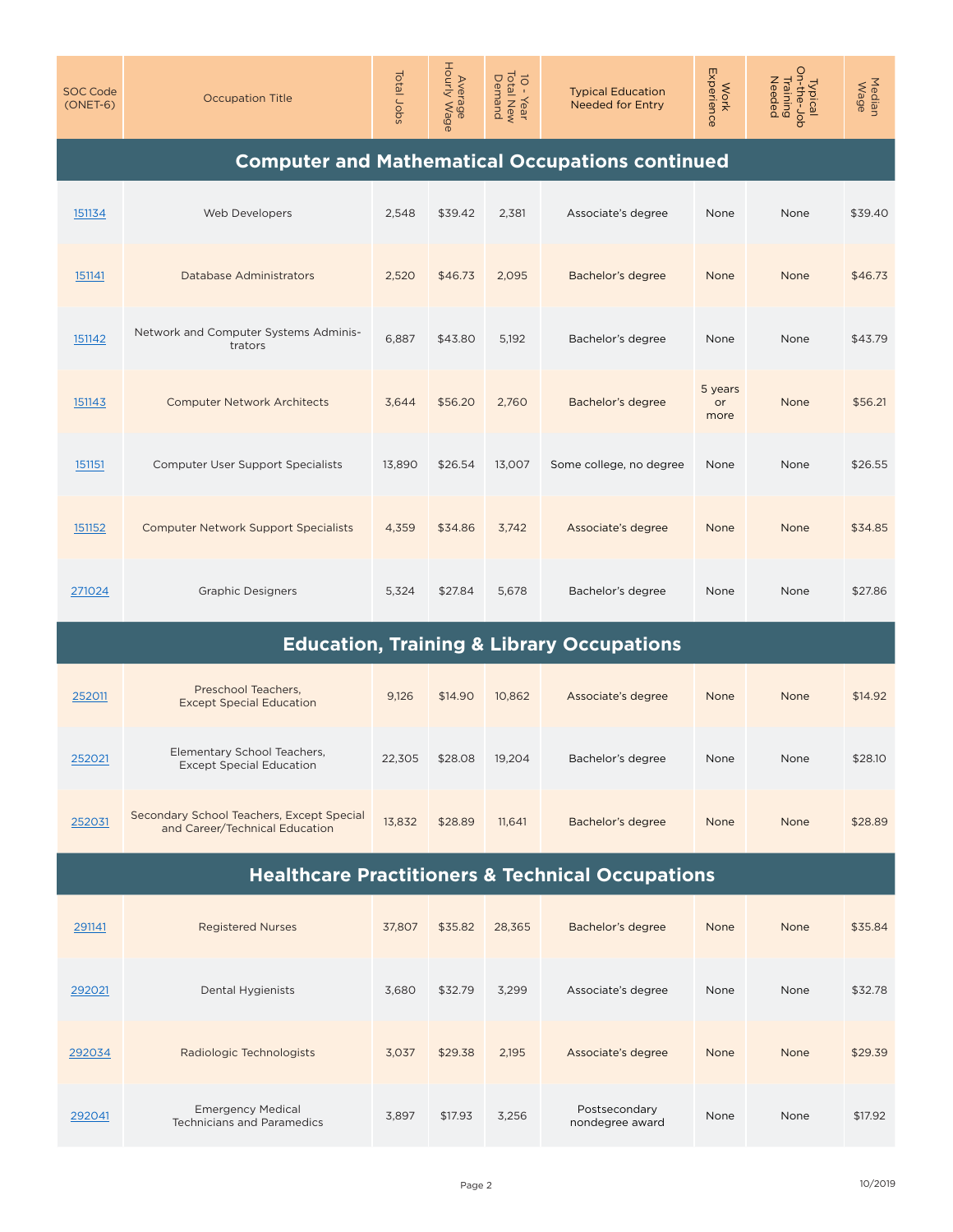| SOC Code (ONET-6) | Occupation Title | Total Jobs | Average Hourly Wage | 10 - Year Total New Demand | Typical Education Needed for Entry | Work Experience | Typical On-the-Job Training Needed | Median Wage |
|---|---|---|---|---|---|---|---|---|
| **Computer and Mathematical Occupations continued** | | | | | | | | |
| 151134 | Web Developers | 2,548 | $39.42 | 2,381 | Associate's degree | None | None | $39.40 |
| 151141 | Database Administrators | 2,520 | $46.73 | 2,095 | Bachelor's degree | None | None | $46.73 |
| 151142 | Network and Computer Systems Administrators | 6,887 | $43.80 | 5,192 | Bachelor's degree | None | None | $43.79 |
| 151143 | Computer Network Architects | 3,644 | $56.20 | 2,760 | Bachelor's degree | 5 years or more | None | $56.21 |
| 151151 | Computer User Support Specialists | 13,890 | $26.54 | 13,007 | Some college, no degree | None | None | $26.55 |
| 151152 | Computer Network Support Specialists | 4,359 | $34.86 | 3,742 | Associate's degree | None | None | $34.85 |
| 271024 | Graphic Designers | 5,324 | $27.84 | 5,678 | Bachelor's degree | None | None | $27.86 |
| **Education, Training & Library Occupations** | | | | | | | | |
| 252011 | Preschool Teachers, Except Special Education | 9,126 | $14.90 | 10,862 | Associate's degree | None | None | $14.92 |
| 252021 | Elementary School Teachers, Except Special Education | 22,305 | $28.08 | 19,204 | Bachelor's degree | None | None | $28.10 |
| 252031 | Secondary School Teachers, Except Special and Career/Technical Education | 13,832 | $28.89 | 11,641 | Bachelor's degree | None | None | $28.89 |
| **Healthcare Practitioners & Technical Occupations** | | | | | | | | |
| 291141 | Registered Nurses | 37,807 | $35.82 | 28,365 | Bachelor's degree | None | None | $35.84 |
| 292021 | Dental Hygienists | 3,680 | $32.79 | 3,299 | Associate's degree | None | None | $32.78 |
| 292034 | Radiologic Technologists | 3,037 | $29.38 | 2,195 | Associate's degree | None | None | $29.39 |
| 292041 | Emergency Medical Technicians and Paramedics | 3,897 | $17.93 | 3,256 | Postsecondary nondegree award | None | None | $17.92 |

10/2019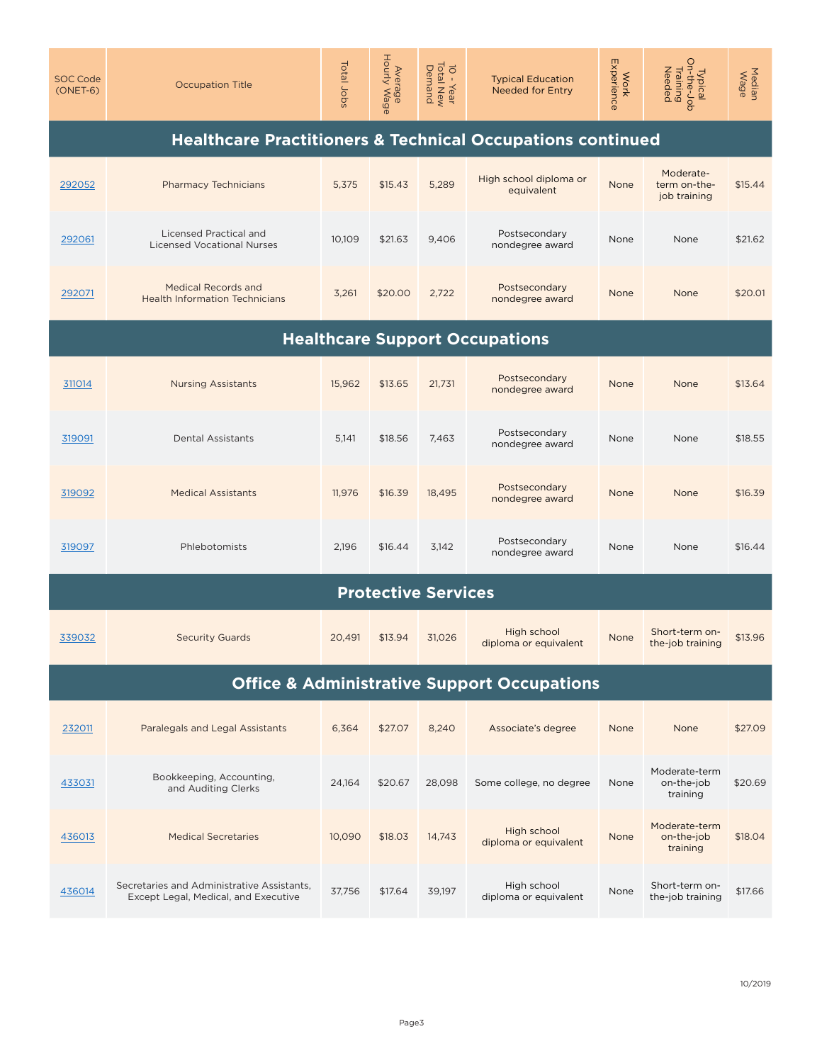| SOC Code (ONET-6) | Occupation Title | Total Jobs | Average Hourly Wage | 10 - Year Total New Demand | Typical Education Needed for Entry | Work Experience | Typical On-the-Job Training Needed | Median Wage |
|---|---|---|---|---|---|---|---|---|
| **Healthcare Practitioners & Technical Occupations continued** | | | | | | | | |
| 292052 | Pharmacy Technicians | 5,375 | $15.43 | 5,289 | High school diploma or equivalent | None | Moderate-term on-the-job training | $15.44 |
| 292061 | Licensed Practical and Licensed Vocational Nurses | 10,109 | $21.63 | 9,406 | Postsecondary nondegree award | None | None | $21.62 |
| 292071 | Medical Records and Health Information Technicians | 3,261 | $20.00 | 2,722 | Postsecondary nondegree award | None | None | $20.01 |
| **Healthcare Support Occupations** | | | | | | | | |
| 311014 | Nursing Assistants | 15,962 | $13.65 | 21,731 | Postsecondary nondegree award | None | None | $13.64 |
| 319091 | Dental Assistants | 5,141 | $18.56 | 7,463 | Postsecondary nondegree award | None | None | $18.55 |
| 319092 | Medical Assistants | 11,976 | $16.39 | 18,495 | Postsecondary nondegree award | None | None | $16.39 |
| 319097 | Phlebotomists | 2,196 | $16.44 | 3,142 | Postsecondary nondegree award | None | None | $16.44 |
| **Protective Services** | | | | | | | | |
| 339032 | Security Guards | 20,491 | $13.94 | 31,026 | High school diploma or equivalent | None | Short-term on-the-job training | $13.96 |
| **Office & Administrative Support Occupations** | | | | | | | | |
| 232011 | Paralegals and Legal Assistants | 6,364 | $27.07 | 8,240 | Associate's degree | None | None | $27.09 |
| 433031 | Bookkeeping, Accounting, and Auditing Clerks | 24,164 | $20.67 | 28,098 | Some college, no degree | None | Moderate-term on-the-job training | $20.69 |
| 436013 | Medical Secretaries | 10,090 | $18.03 | 14,743 | High school diploma or equivalent | None | Moderate-term on-the-job training | $18.04 |
| 436014 | Secretaries and Administrative Assistants, Except Legal, Medical, and Executive | 37,756 | $17.64 | 39,197 | High school diploma or equivalent | None | Short-term on-the-job training | $17.66 |

10/2019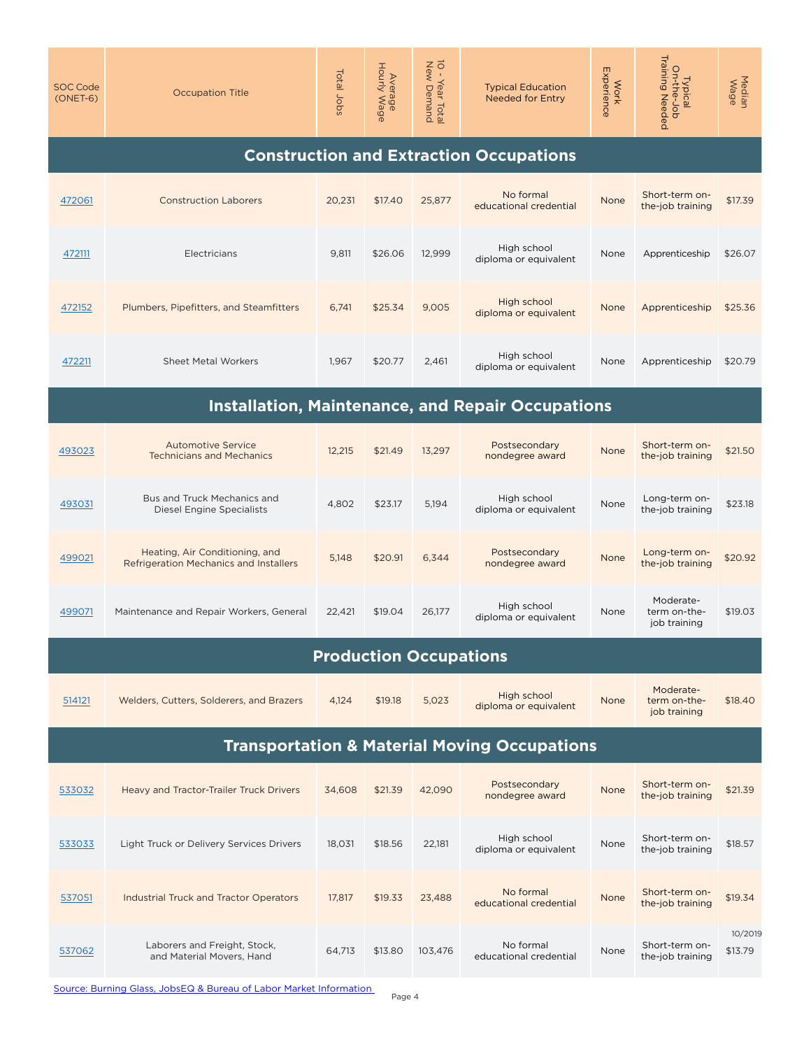| SOC Code (ONET-6) | Occupation Title | Total Jobs | Average Hourly Wage | 10 - Year Total New Demand | Typical Education Needed for Entry | Work Experience | Typical On-the-Job Training Needed | Median Wage |
|---|---|---|---|---|---|---|---|---|
| **Construction and Extraction Occupations** | | | | | | | | |
| 472061 | Construction Laborers | 20,231 | $17.40 | 25,877 | No formal educational credential | None | Short-term on-the-job training | $17.39 |
| 472111 | Electricians | 9,811 | $26.06 | 12,999 | High school diploma or equivalent | None | Apprenticeship | $26.07 |
| 472152 | Plumbers, Pipefitters, and Steamfitters | 6,741 | $25.34 | 9,005 | High school diploma or equivalent | None | Apprenticeship | $25.36 |
| 472211 | Sheet Metal Workers | 1,967 | $20.77 | 2,461 | High school diploma or equivalent | None | Apprenticeship | $20.79 |
| **Installation, Maintenance, and Repair Occupations** | | | | | | | | |
| 493023 | Automotive Service Technicians and Mechanics | 12,215 | $21.49 | 13,297 | Postsecondary nondegree award | None | Short-term on-the-job training | $21.50 |
| 493031 | Bus and Truck Mechanics and Diesel Engine Specialists | 4,802 | $23.17 | 5,194 | High school diploma or equivalent | None | Long-term on-the-job training | $23.18 |
| 499021 | Heating, Air Conditioning, and Refrigeration Mechanics and Installers | 5,148 | $20.91 | 6,344 | Postsecondary nondegree award | None | Long-term on-the-job training | $20.92 |
| 499071 | Maintenance and Repair Workers, General | 22,421 | $19.04 | 26,177 | High school diploma or equivalent | None | Moderate-term on-the-job training | $19.03 |
| **Production Occupations** | | | | | | | | |
| 514121 | Welders, Cutters, Solderers, and Brazers | 4,124 | $19.18 | 5,023 | High school diploma or equivalent | None | Moderate-term on-the-job training | $18.40 |
| **Transportation & Material Moving Occupations** | | | | | | | | |
| 533032 | Heavy and Tractor-Trailer Truck Drivers | 34,608 | $21.39 | 42,090 | Postsecondary nondegree award | None | Short-term on-the-job training | $21.39 |
| 533033 | Light Truck or Delivery Services Drivers | 18,031 | $18.56 | 22,181 | High school diploma or equivalent | None | Short-term on-the-job training | $18.57 |
| 537051 | Industrial Truck and Tractor Operators | 17,817 | $19.33 | 23,488 | No formal educational credential | None | Short-term on-the-job training | $19.34 |
| 537062 | Laborers and Freight, Stock, and Material Movers, Hand | 64,713 | $13.80 | 103,476 | No formal educational credential | None | Short-term on-the-job training | $13.79 |

10/2019

Source: Burning Glass, JobsEQ & Bureau of Labor Market Information